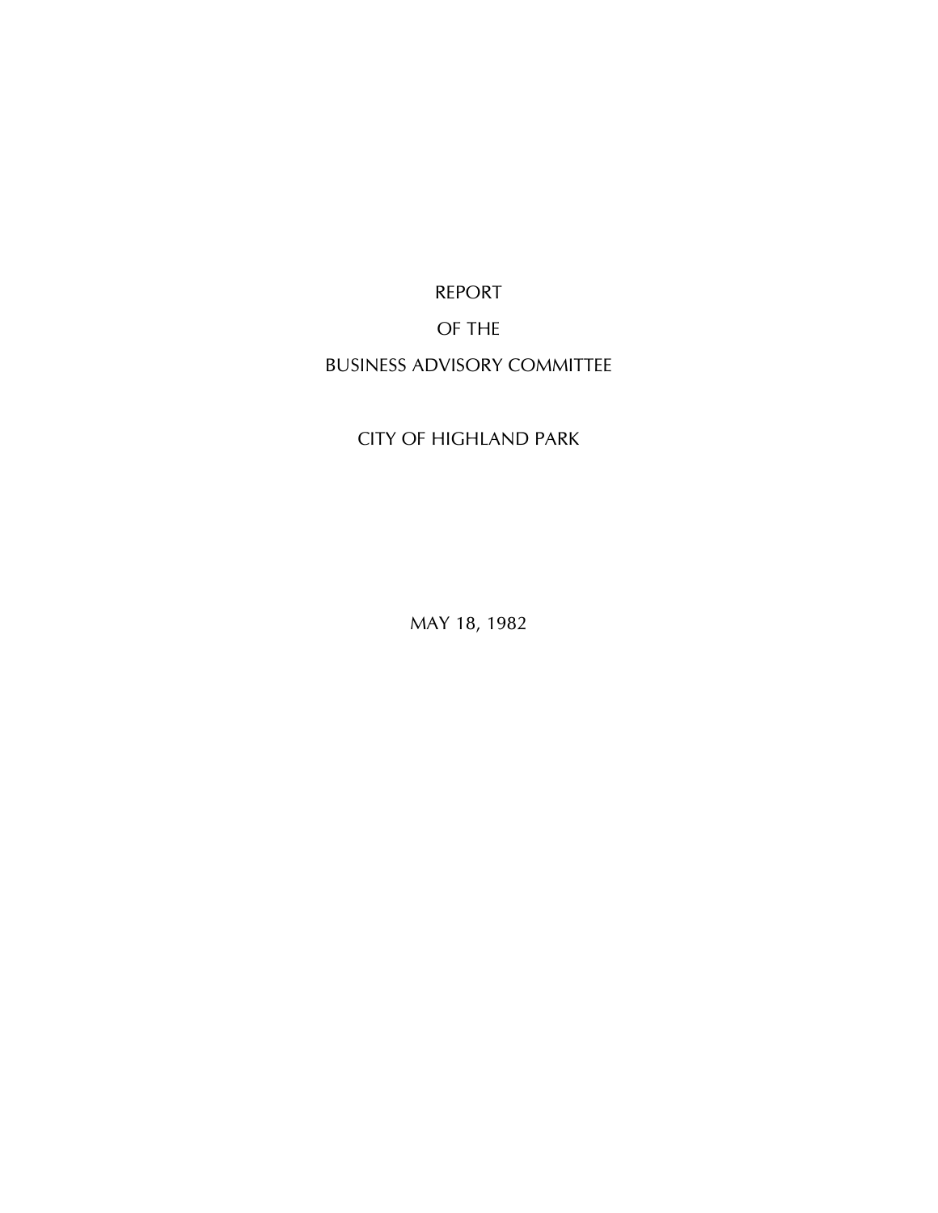# REPORT

# OF THE

# BUSINESS ADVISORY COMMITTEE

## CITY OF HIGHLAND PARK

MAY 18, 1982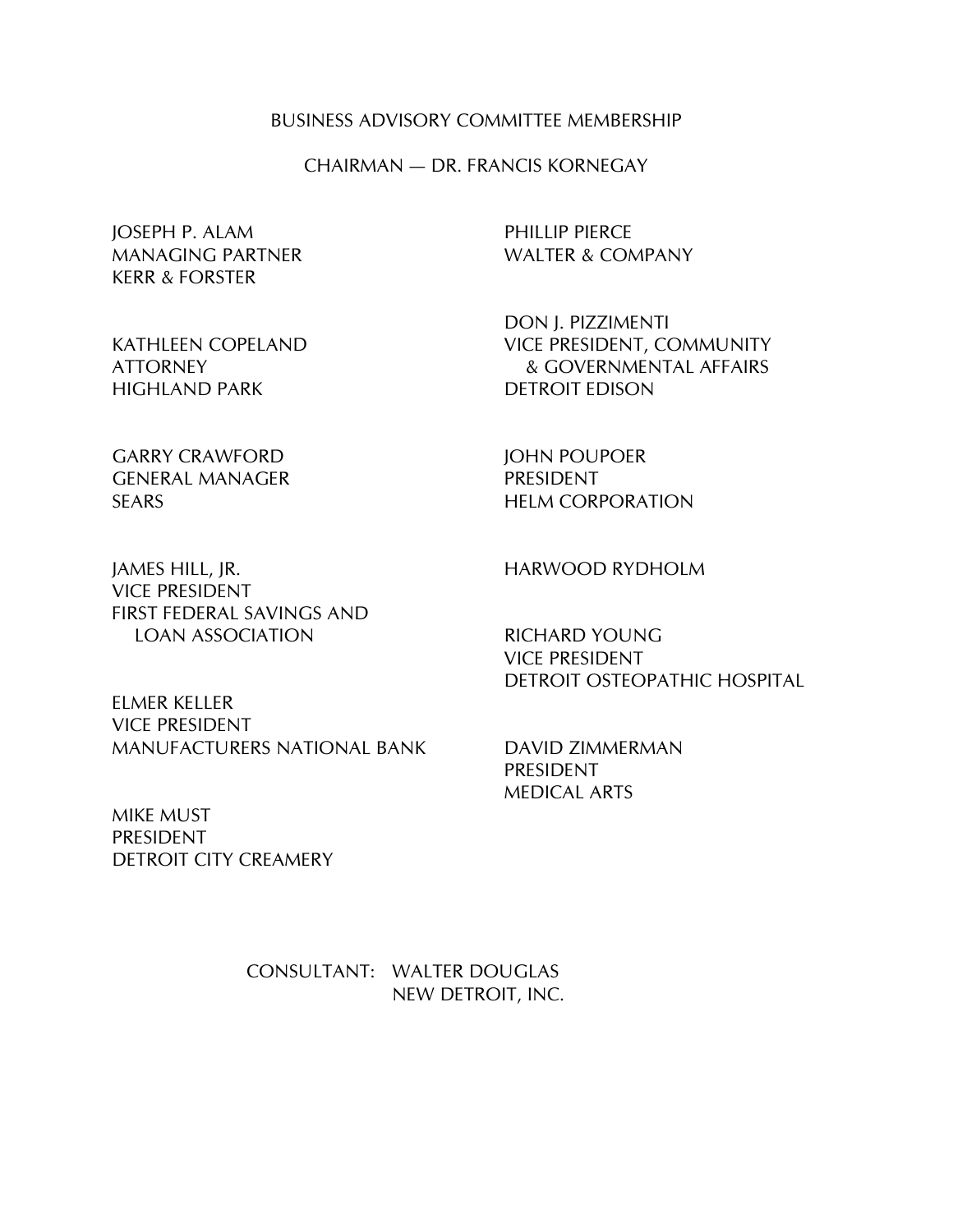## BUSINESS ADVISORY COMMITTEE MEMBERSHIP

### CHAIRMAN — DR. FRANCIS KORNEGAY

JOSEPH P. ALAM  
MANAGING PARTNER  
KERR & FORSTER

KATHLEEN COPELAND  
ATTORNEY  
HIGHLAND PARK

GARRY CRAWFORD  
GENERAL MANAGER  
SEARS

JAMES HILL, JR.  
VICE PRESIDENT  
FIRST FEDERAL SAVINGS AND LOAN ASSOCIATION

ELMER KELLER  
VICE PRESIDENT  
MANUFACTURERS NATIONAL BANK

MIKE MUST  
PRESIDENT  
DETROIT CITY CREAMERY

PHILLIP PIERCE  
WALTER & COMPANY

DON J. PIZZIMENTI  
VICE PRESIDENT, COMMUNITY & GOVERNMENTAL AFFAIRS  
DETROIT EDISON

JOHN POUPOER  
PRESIDENT  
HELM CORPORATION

HARWOOD RYDHOLM

RICHARD YOUNG  
VICE PRESIDENT  
DETROIT OSTEOPATHIC HOSPITAL

DAVID ZIMMERMAN  
PRESIDENT  
MEDICAL ARTS

CONSULTANT: WALTER DOUGLAS  
NEW DETROIT, INC.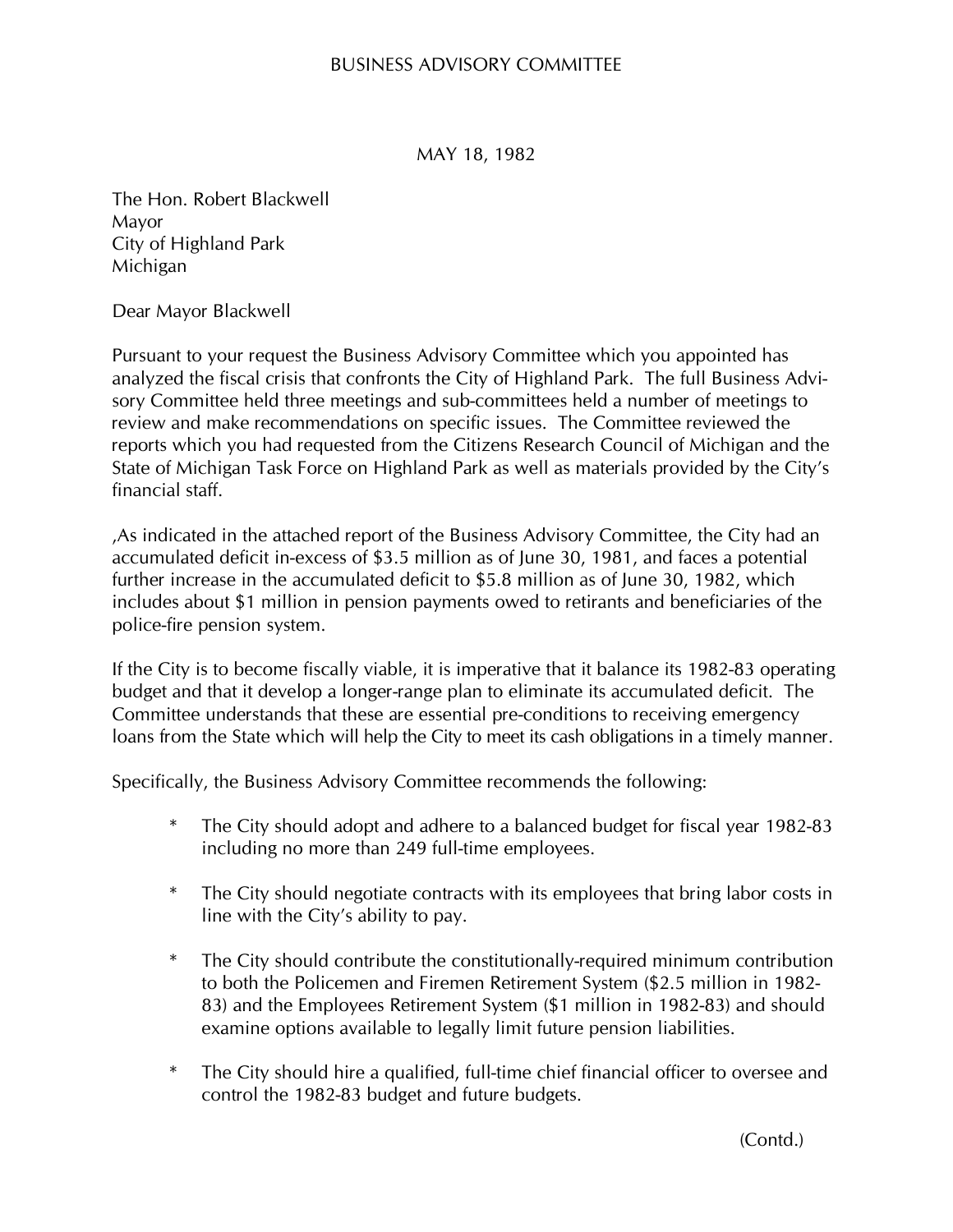BUSINESS ADVISORY COMMITTEE

MAY 18, 1982

The Hon. Robert Blackwell
Mayor
City of Highland Park
Michigan

Dear Mayor Blackwell

Pursuant to your request the Business Advisory Committee which you appointed has analyzed the fiscal crisis that confronts the City of Highland Park. The full Business Advisory Committee held three meetings and sub-committees held a number of meetings to review and make recommendations on specific issues. The Committee reviewed the reports which you had requested from the Citizens Research Council of Michigan and the State of Michigan Task Force on Highland Park as well as materials provided by the City's financial staff.

,As indicated in the attached report of the Business Advisory Committee, the City had an accumulated deficit in-excess of $3.5 million as of June 30, 1981, and faces a potential further increase in the accumulated deficit to $5.8 million as of June 30, 1982, which includes about $1 million in pension payments owed to retirants and beneficiaries of the police-fire pension system.

If the City is to become fiscally viable, it is imperative that it balance its 1982-83 operating budget and that it develop a longer-range plan to eliminate its accumulated deficit. The Committee understands that these are essential pre-conditions to receiving emergency loans from the State which will help the City to meet its cash obligations in a timely manner.

Specifically, the Business Advisory Committee recommends the following:

- The City should adopt and adhere to a balanced budget for fiscal year 1982-83 including no more than 249 full-time employees.

- The City should negotiate contracts with its employees that bring labor costs in line with the City's ability to pay.

- The City should contribute the constitutionally-required minimum contribution to both the Policemen and Firemen Retirement System ($2.5 million in 1982-83) and the Employees Retirement System ($1 million in 1982-83) and should examine options available to legally limit future pension liabilities.

- The City should hire a qualified, full-time chief financial officer to oversee and control the 1982-83 budget and future budgets.

(Contd.)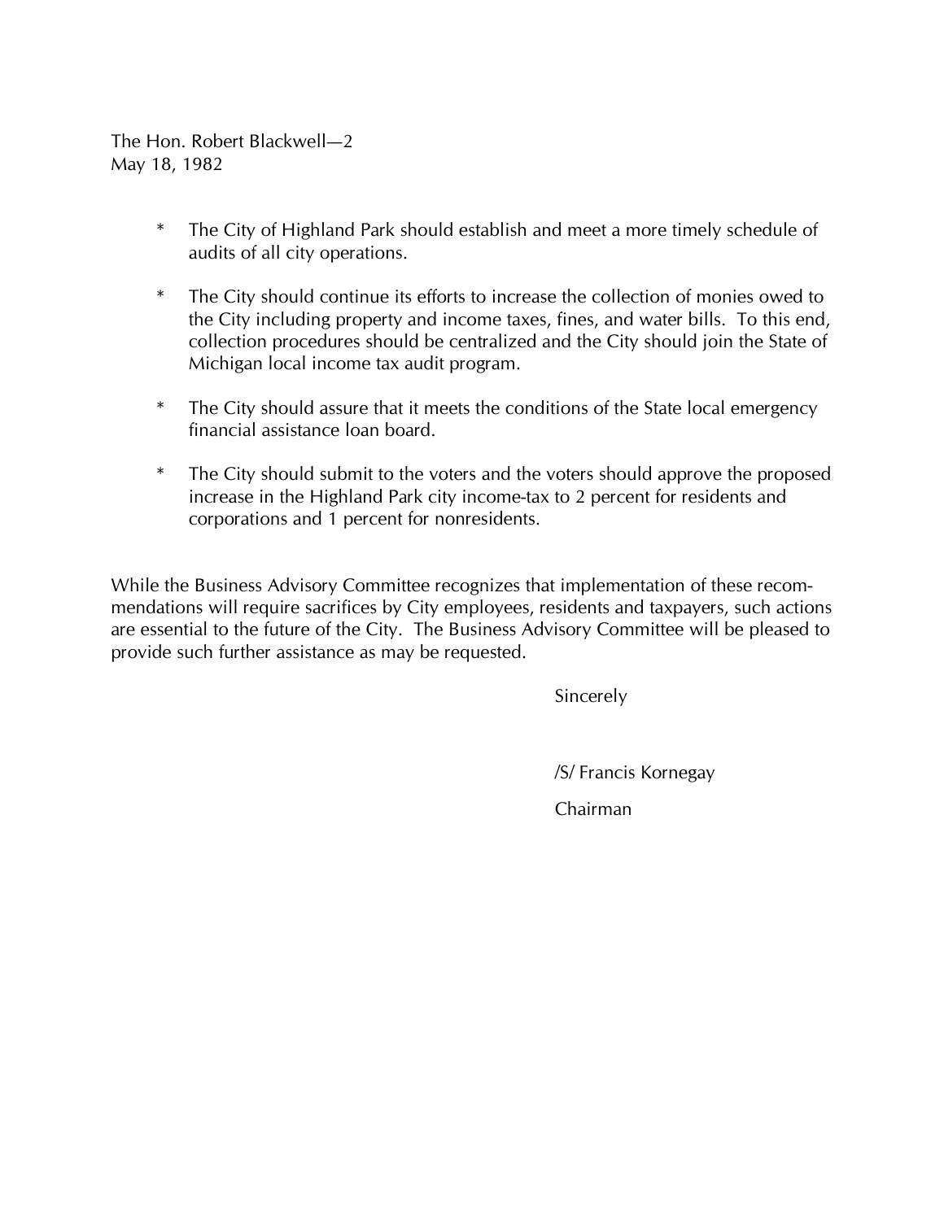The Hon. Robert Blackwell—2
May 18, 1982

* The City of Highland Park should establish and meet a more timely schedule of audits of all city operations.

* The City should continue its efforts to increase the collection of monies owed to the City including property and income taxes, fines, and water bills. To this end, collection procedures should be centralized and the City should join the State of Michigan local income tax audit program.

* The City should assure that it meets the conditions of the State local emergency financial assistance loan board.

* The City should submit to the voters and the voters should approve the proposed increase in the Highland Park city income-tax to 2 percent for residents and corporations and 1 percent for nonresidents.

While the Business Advisory Committee recognizes that implementation of these recommendations will require sacrifices by City employees, residents and taxpayers, such actions are essential to the future of the City. The Business Advisory Committee will be pleased to provide such further assistance as may be requested.

Sincerely

/S/ Francis Kornegay

Chairman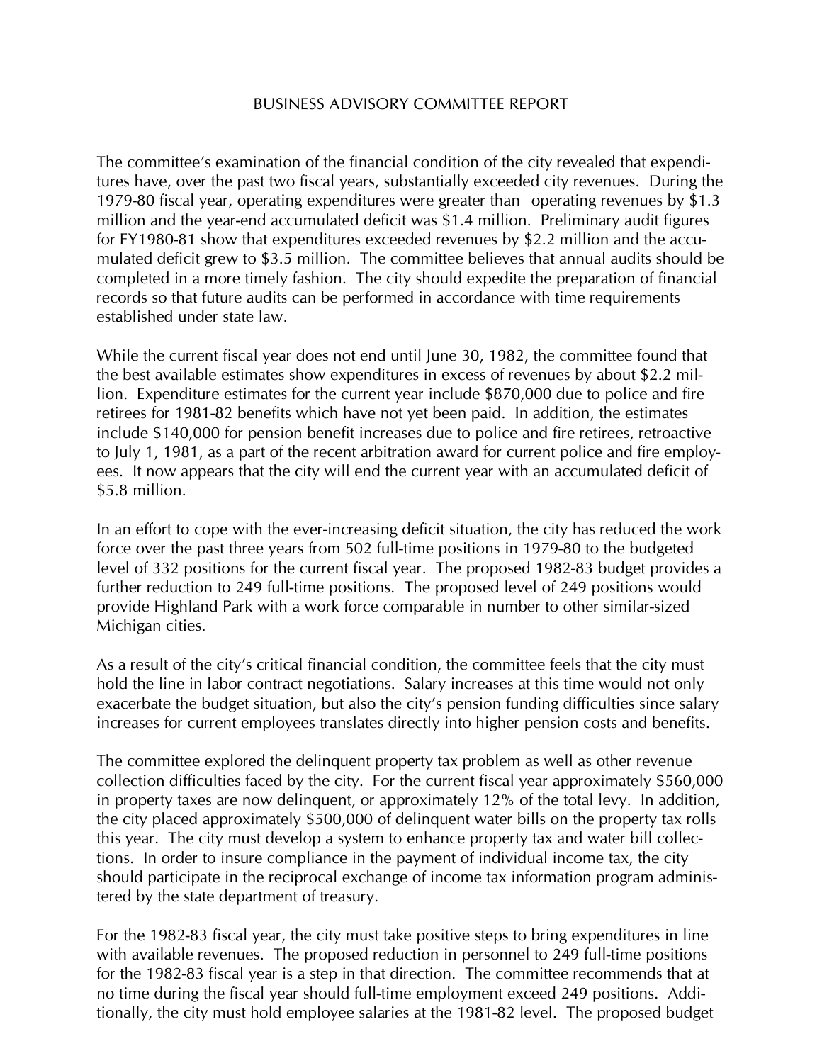# BUSINESS ADVISORY COMMITTEE REPORT

The committee's examination of the financial condition of the city revealed that expenditures have, over the past two fiscal years, substantially exceeded city revenues. During the 1979-80 fiscal year, operating expenditures were greater than operating revenues by $1.3 million and the year-end accumulated deficit was $1.4 million. Preliminary audit figures for FY1980-81 show that expenditures exceeded revenues by $2.2 million and the accumulated deficit grew to $3.5 million. The committee believes that annual audits should be completed in a more timely fashion. The city should expedite the preparation of financial records so that future audits can be performed in accordance with time requirements established under state law.

While the current fiscal year does not end until June 30, 1982, the committee found that the best available estimates show expenditures in excess of revenues by about $2.2 million. Expenditure estimates for the current year include $870,000 due to police and fire retirees for 1981-82 benefits which have not yet been paid. In addition, the estimates include $140,000 for pension benefit increases due to police and fire retirees, retroactive to July 1, 1981, as a part of the recent arbitration award for current police and fire employees. It now appears that the city will end the current year with an accumulated deficit of $5.8 million.

In an effort to cope with the ever-increasing deficit situation, the city has reduced the work force over the past three years from 502 full-time positions in 1979-80 to the budgeted level of 332 positions for the current fiscal year. The proposed 1982-83 budget provides a further reduction to 249 full-time positions. The proposed level of 249 positions would provide Highland Park with a work force comparable in number to other similar-sized Michigan cities.

As a result of the city's critical financial condition, the committee feels that the city must hold the line in labor contract negotiations. Salary increases at this time would not only exacerbate the budget situation, but also the city's pension funding difficulties since salary increases for current employees translates directly into higher pension costs and benefits.

The committee explored the delinquent property tax problem as well as other revenue collection difficulties faced by the city. For the current fiscal year approximately $560,000 in property taxes are now delinquent, or approximately 12% of the total levy. In addition, the city placed approximately $500,000 of delinquent water bills on the property tax rolls this year. The city must develop a system to enhance property tax and water bill collections. In order to insure compliance in the payment of individual income tax, the city should participate in the reciprocal exchange of income tax information program administered by the state department of treasury.

For the 1982-83 fiscal year, the city must take positive steps to bring expenditures in line with available revenues. The proposed reduction in personnel to 249 full-time positions for the 1982-83 fiscal year is a step in that direction. The committee recommends that at no time during the fiscal year should full-time employment exceed 249 positions. Additionally, the city must hold employee salaries at the 1981-82 level. The proposed budget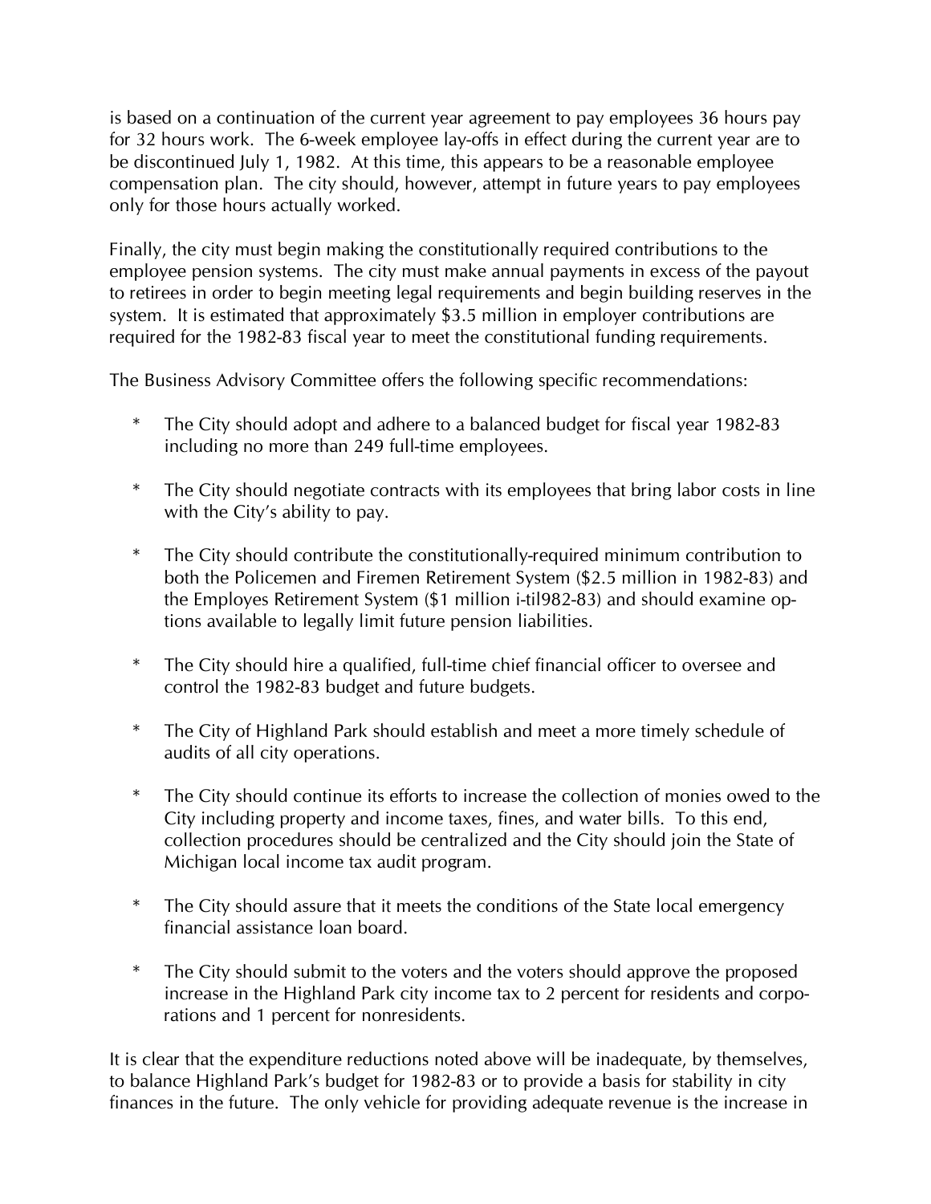is based on a continuation of the current year agreement to pay employees 36 hours pay for 32 hours work. The 6-week employee lay-offs in effect during the current year are to be discontinued July 1, 1982. At this time, this appears to be a reasonable employee compensation plan. The city should, however, attempt in future years to pay employees only for those hours actually worked.

Finally, the city must begin making the constitutionally required contributions to the employee pension systems. The city must make annual payments in excess of the payout to retirees in order to begin meeting legal requirements and begin building reserves in the system. It is estimated that approximately $3.5 million in employer contributions are required for the 1982-83 fiscal year to meet the constitutional funding requirements.

The Business Advisory Committee offers the following specific recommendations:

* The City should adopt and adhere to a balanced budget for fiscal year 1982-83 including no more than 249 full-time employees.

* The City should negotiate contracts with its employees that bring labor costs in line with the City's ability to pay.

* The City should contribute the constitutionally-required minimum contribution to both the Policemen and Firemen Retirement System ($2.5 million in 1982-83) and the Employes Retirement System ($1 million i-til982-83) and should examine options available to legally limit future pension liabilities.

* The City should hire a qualified, full-time chief financial officer to oversee and control the 1982-83 budget and future budgets.

* The City of Highland Park should establish and meet a more timely schedule of audits of all city operations.

* The City should continue its efforts to increase the collection of monies owed to the City including property and income taxes, fines, and water bills. To this end, collection procedures should be centralized and the City should join the State of Michigan local income tax audit program.

* The City should assure that it meets the conditions of the State local emergency financial assistance loan board.

* The City should submit to the voters and the voters should approve the proposed increase in the Highland Park city income tax to 2 percent for residents and corporations and 1 percent for nonresidents.

It is clear that the expenditure reductions noted above will be inadequate, by themselves, to balance Highland Park's budget for 1982-83 or to provide a basis for stability in city finances in the future. The only vehicle for providing adequate revenue is the increase in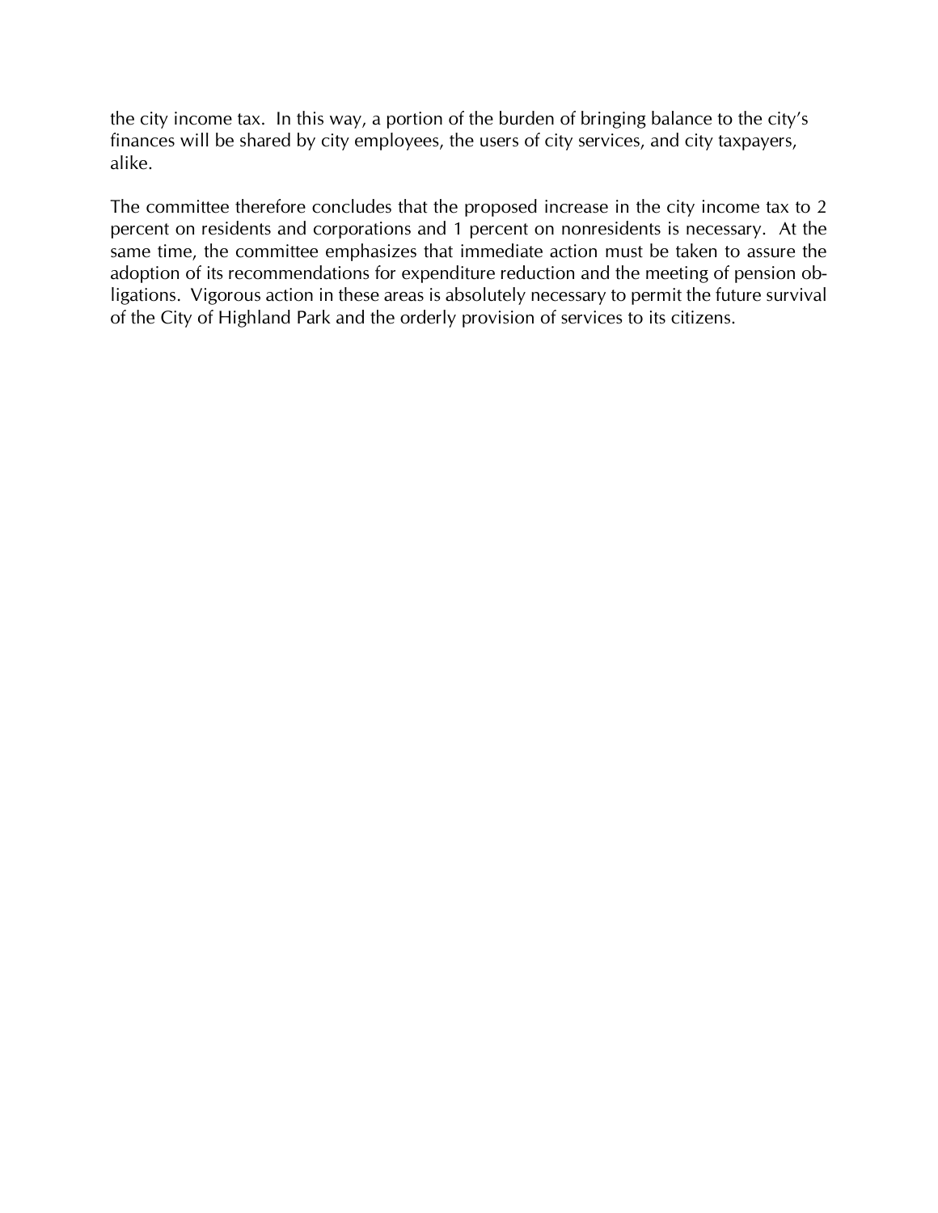the city income tax. In this way, a portion of the burden of bringing balance to the city's finances will be shared by city employees, the users of city services, and city taxpayers, alike.

The committee therefore concludes that the proposed increase in the city income tax to 2 percent on residents and corporations and 1 percent on nonresidents is necessary. At the same time, the committee emphasizes that immediate action must be taken to assure the adoption of its recommendations for expenditure reduction and the meeting of pension obligations. Vigorous action in these areas is absolutely necessary to permit the future survival of the City of Highland Park and the orderly provision of services to its citizens.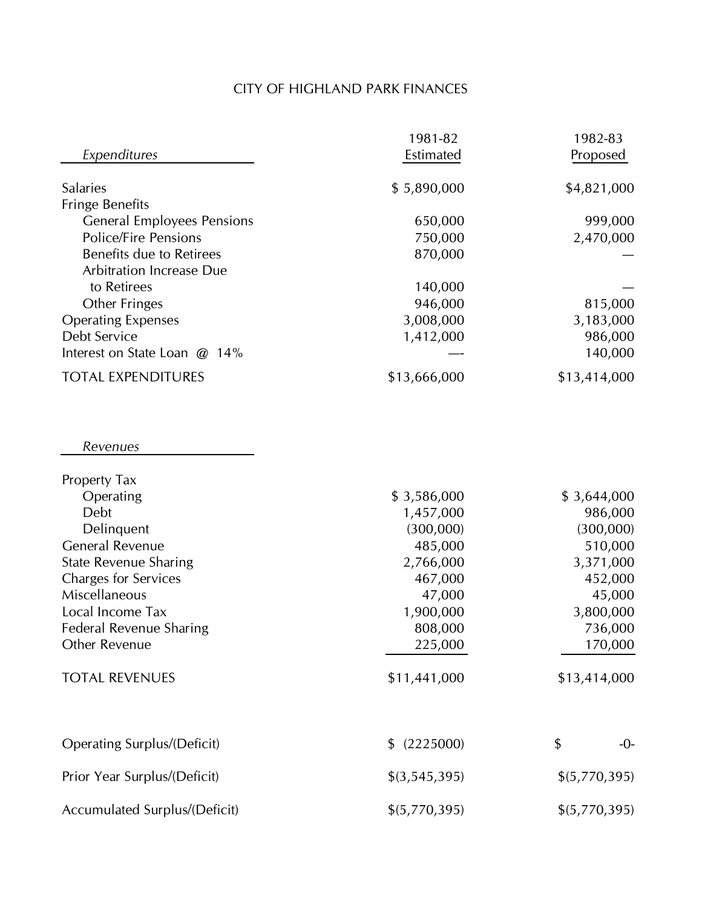# CITY OF HIGHLAND PARK FINANCES

| *Expenditures* | 1981-82 Estimated | 1982-83 Proposed |
|---|---|---|
| Salaries | $ 5,890,000 | $4,821,000 |
| Fringe Benefits | | |
| General Employees Pensions | 650,000 | 999,000 |
| Police/Fire Pensions | 750,000 | 2,470,000 |
| Benefits due to Retirees | 870,000 | — |
| Arbitration Increase Due to Retirees | 140,000 | — |
| Other Fringes | 946,000 | 815,000 |
| Operating Expenses | 3,008,000 | 3,183,000 |
| Debt Service | 1,412,000 | 986,000 |
| Interest on State Loan @ 14% | —- | 140,000 |
| TOTAL EXPENDITURES | $13,666,000 | $13,414,000 |

| *Revenues* | 1981-82 Estimated | 1982-83 Proposed |
|---|---|---|
| Property Tax | | |
| Operating | $ 3,586,000 | $ 3,644,000 |
| Debt | 1,457,000 | 986,000 |
| Delinquent | (300,000) | (300,000) |
| General Revenue | 485,000 | 510,000 |
| State Revenue Sharing | 2,766,000 | 3,371,000 |
| Charges for Services | 467,000 | 452,000 |
| Miscellaneous | 47,000 | 45,000 |
| Local Income Tax | 1,900,000 | 3,800,000 |
| Federal Revenue Sharing | 808,000 | 736,000 |
| Other Revenue | 225,000 | 170,000 |
| TOTAL REVENUES | $11,441,000 | $13,414,000 |
| | | |
| Operating Surplus/(Deficit) | $ (2225000) | $ -0- |
| Prior Year Surplus/(Deficit) | $(3,545,395) | $(5,770,395) |
| Accumulated Surplus/(Deficit) | $(5,770,395) | $(5,770,395) |